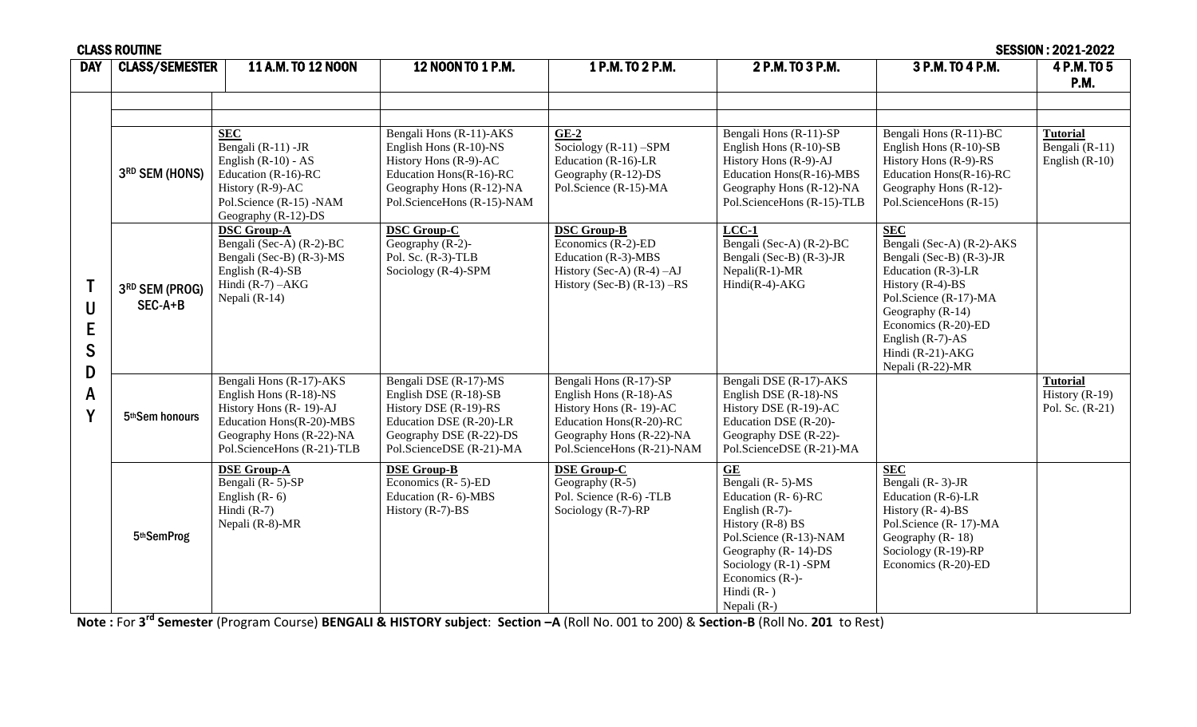CLASS ROUTINE SESSION : 2021-2022

| DAY | CLASS/SEMESTER | 11 A.M. TO 12 NOON | 12 NOON TO 1 P.M. | 1 P.M. TO 2 P.M. | 2 P.M. TO 3 P.M. | 3 P.M. TO 4 P.M. | 4 P.M. TO 5 P.M. |
|---|---|---|---|---|---|---|---|
| TUESDAY | | | | | | | |
| | | | | | | | |
| | 3RD SEM (HONS) | **SEC**<br>Bengali (R-11) -JR<br>English (R-10) - AS<br>Education (R-16)-RC<br>History (R-9)-AC<br>Pol.Science (R-15) -NAM<br>Geography (R-12)-DS | Bengali Hons (R-11)-AKS<br>English Hons (R-10)-NS<br>History Hons (R-9)-AC<br>Education Hons(R-16)-RC<br>Geography Hons (R-12)-NA<br>Pol.ScienceHons (R-15)-NAM | **GE-2**<br>Sociology (R-11) –SPM<br>Education (R-16)-LR<br>Geography (R-12)-DS<br>Pol.Science (R-15)-MA | Bengali Hons (R-11)-SP<br>English Hons (R-10)-SB<br>History Hons (R-9)-AJ<br>Education Hons(R-16)-MBS<br>Geography Hons (R-12)-NA<br>Pol.ScienceHons (R-15)-TLB | Bengali Hons (R-11)-BC<br>English Hons (R-10)-SB<br>History Hons (R-9)-RS<br>Education Hons(R-16)-RC<br>Geography Hons (R-12)-<br>Pol.ScienceHons (R-15) | **Tutorial**<br>Bengali (R-11)<br>English (R-10) |
| | 3RD SEM (PROG) SEC-A+B | **DSC Group-A**<br>Bengali (Sec-A) (R-2)-BC<br>Bengali (Sec-B) (R-3)-MS<br>English (R-4)-SB<br>Hindi (R-7) –AKG<br>Nepali (R-14) | **DSC Group-C**<br>Geography (R-2)-<br>Pol. Sc. (R-3)-TLB<br>Sociology (R-4)-SPM | **DSC Group-B**<br>Economics (R-2)-ED<br>Education (R-3)-MBS<br>History (Sec-A) (R-4) –AJ<br>History (Sec-B) (R-13) –RS | **LCC-1**<br>Bengali (Sec-A) (R-2)-BC<br>Bengali (Sec-B) (R-3)-JR<br>Nepali(R-1)-MR<br>Hindi(R-4)-AKG | **SEC**<br>Bengali (Sec-A) (R-2)-AKS<br>Bengali (Sec-B) (R-3)-JR<br>Education (R-3)-LR<br>History (R-4)-BS<br>Pol.Science (R-17)-MA<br>Geography (R-14)<br>Economics (R-20)-ED<br>English (R-7)-AS<br>Hindi (R-21)-AKG<br>Nepali (R-22)-MR | |
| | 5thSem honours | Bengali Hons (R-17)-AKS<br>English Hons (R-18)-NS<br>History Hons (R- 19)-AJ<br>Education Hons(R-20)-MBS<br>Geography Hons (R-22)-NA<br>Pol.ScienceHons (R-21)-TLB | Bengali DSE (R-17)-MS<br>English DSE (R-18)-SB<br>History DSE (R-19)-RS<br>Education DSE (R-20)-LR<br>Geography DSE (R-22)-DS<br>Pol.ScienceDSE (R-21)-MA | Bengali Hons (R-17)-SP<br>English Hons (R-18)-AS<br>History Hons (R- 19)-AC<br>Education Hons(R-20)-RC<br>Geography Hons (R-22)-NA<br>Pol.ScienceHons (R-21)-NAM | Bengali DSE (R-17)-AKS<br>English DSE (R-18)-NS<br>History DSE (R-19)-AC<br>Education DSE (R-20)-<br>Geography DSE (R-22)-<br>Pol.ScienceDSE (R-21)-MA | | **Tutorial**<br>History (R-19)<br>Pol. Sc. (R-21) |
| | 5thSemProg | **DSE Group-A**<br>Bengali (R- 5)-SP<br>English (R- 6)<br>Hindi (R-7)<br>Nepali (R-8)-MR | **DSE Group-B**<br>Economics (R- 5)-ED<br>Education (R- 6)-MBS<br>History (R-7)-BS | **DSE Group-C**<br>Geography (R-5)<br>Pol. Science (R-6) -TLB<br>Sociology (R-7)-RP | **GE**<br>Bengali (R- 5)-MS<br>Education (R- 6)-RC<br>English (R-7)-<br>History (R-8) BS<br>Pol.Science (R-13)-NAM<br>Geography (R- 14)-DS<br>Sociology (R-1) -SPM<br>Economics (R-)-<br>Hindi (R- )<br>Nepali (R-) | **SEC**<br>Bengali (R- 3)-JR<br>Education (R-6)-LR<br>History (R- 4)-BS<br>Pol.Science (R- 17)-MA<br>Geography (R- 18)<br>Sociology (R-19)-RP<br>Economics (R-20)-ED | |

**Note :** For **3rd Semester** (Program Course) **BENGALI & HISTORY subject**: **Section –A** (Roll No. 001 to 200) & **Section-B** (Roll No. **201** to Rest)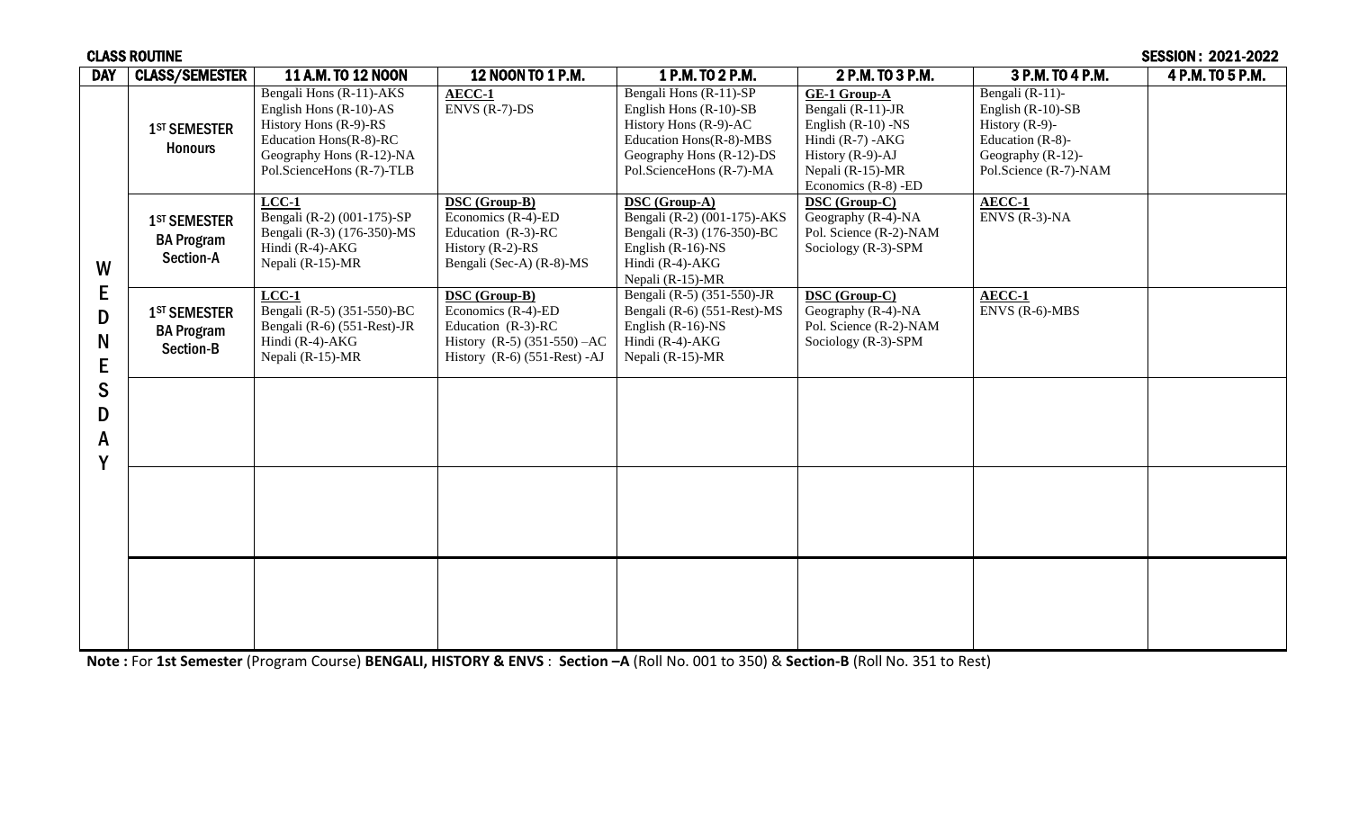CLASS ROUTINE SESSION : 2021-2022

| DAY | CLASS/SEMESTER | 11 A.M. TO 12 NOON | 12 NOON TO 1 P.M. | 1 P.M. TO 2 P.M. | 2 P.M. TO 3 P.M. | 3 P.M. TO 4 P.M. | 4 P.M. TO 5 P.M. |
|---|---|---|---|---|---|---|---|
| WEDNESDAY | 1ST SEMESTER Honours | Bengali Hons (R-11)-AKS<br>English Hons (R-10)-AS<br>History Hons (R-9)-RS<br>Education Hons(R-8)-RC<br>Geography Hons (R-12)-NA<br>Pol.ScienceHons (R-7)-TLB | **AECC-1**<br>ENVS (R-7)-DS | Bengali Hons (R-11)-SP<br>English Hons (R-10)-SB<br>History Hons (R-9)-AC<br>Education Hons(R-8)-MBS<br>Geography Hons (R-12)-DS<br>Pol.ScienceHons (R-7)-MA | **GE-1 Group-A**<br>Bengali (R-11)-JR<br>English (R-10) -NS<br>Hindi (R-7) -AKG<br>History (R-9)-AJ<br>Nepali (R-15)-MR<br>Economics (R-8) -ED | Bengali (R-11)-<br>English (R-10)-SB<br>History (R-9)-<br>Education (R-8)-<br>Geography (R-12)-<br>Pol.Science (R-7)-NAM | |
| | 1ST SEMESTER BA Program Section-A | **LCC-1**<br>Bengali (R-2) (001-175)-SP<br>Bengali (R-3) (176-350)-MS<br>Hindi (R-4)-AKG<br>Nepali (R-15)-MR | **DSC (Group-B)**<br>Economics (R-4)-ED<br>Education (R-3)-RC<br>History (R-2)-RS<br>Bengali (Sec-A) (R-8)-MS | **DSC (Group-A)**<br>Bengali (R-2) (001-175)-AKS<br>Bengali (R-3) (176-350)-BC<br>English (R-16)-NS<br>Hindi (R-4)-AKG<br>Nepali (R-15)-MR | **DSC (Group-C)**<br>Geography (R-4)-NA<br>Pol. Science (R-2)-NAM<br>Sociology (R-3)-SPM | **AECC-1**<br>ENVS (R-3)-NA | |
| | 1ST SEMESTER BA Program Section-B | **LCC-1**<br>Bengali (R-5) (351-550)-BC<br>Bengali (R-6) (551-Rest)-JR<br>Hindi (R-4)-AKG<br>Nepali (R-15)-MR | **DSC (Group-B)**<br>Economics (R-4)-ED<br>Education (R-3)-RC<br>History (R-5) (351-550) –AC<br>History (R-6) (551-Rest) -AJ | Bengali (R-5) (351-550)-JR<br>Bengali (R-6) (551-Rest)-MS<br>English (R-16)-NS<br>Hindi (R-4)-AKG<br>Nepali (R-15)-MR | **DSC (Group-C)**<br>Geography (R-4)-NA<br>Pol. Science (R-2)-NAM<br>Sociology (R-3)-SPM | **AECC-1**<br>ENVS (R-6)-MBS | |
| | | | | | | | |
| | | | | | | | |
| | | | | | | | |

**Note :** For **1st Semester** (Program Course) **BENGALI, HISTORY & ENVS** : **Section –A** (Roll No. 001 to 350) & **Section-B** (Roll No. 351 to Rest)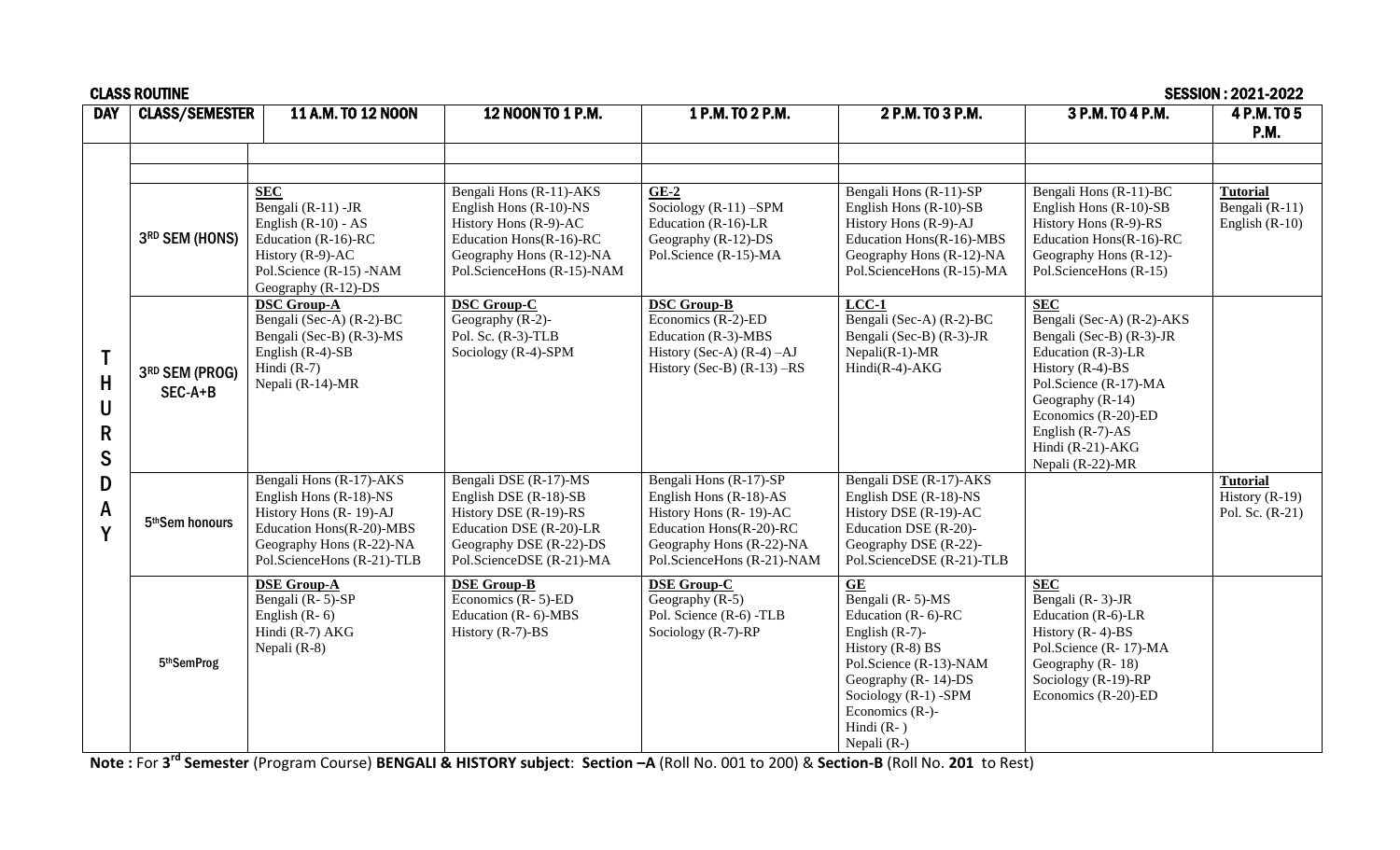CLASS ROUTINE SESSION : 2021-2022

| DAY | CLASS/SEMESTER | 11 A.M. TO 12 NOON | 12 NOON TO 1 P.M. | 1 P.M. TO 2 P.M. | 2 P.M. TO 3 P.M. | 3 P.M. TO 4 P.M. | 4 P.M. TO 5 P.M. |
|---|---|---|---|---|---|---|---|
| THURSDAY | | | | | | | |
| | | | | | | | |
| | 3RD SEM (HONS) | **SEC**<br>Bengali (R-11) -JR<br>English (R-10) - AS<br>Education (R-16)-RC<br>History (R-9)-AC<br>Pol.Science (R-15) -NAM<br>Geography (R-12)-DS | Bengali Hons (R-11)-AKS<br>English Hons (R-10)-NS<br>History Hons (R-9)-AC<br>Education Hons(R-16)-RC<br>Geography Hons (R-12)-NA<br>Pol.ScienceHons (R-15)-NAM | **GE-2**<br>Sociology (R-11) –SPM<br>Education (R-16)-LR<br>Geography (R-12)-DS<br>Pol.Science (R-15)-MA | Bengali Hons (R-11)-SP<br>English Hons (R-10)-SB<br>History Hons (R-9)-AJ<br>Education Hons(R-16)-MBS<br>Geography Hons (R-12)-NA<br>Pol.ScienceHons (R-15)-MA | Bengali Hons (R-11)-BC<br>English Hons (R-10)-SB<br>History Hons (R-9)-RS<br>Education Hons(R-16)-RC<br>Geography Hons (R-12)-<br>Pol.ScienceHons (R-15) | **Tutorial**<br>Bengali (R-11)<br>English (R-10) |
| | 3RD SEM (PROG) SEC-A+B | **DSC Group-A**<br>Bengali (Sec-A) (R-2)-BC<br>Bengali (Sec-B) (R-3)-MS<br>English (R-4)-SB<br>Hindi (R-7)<br>Nepali (R-14)-MR | **DSC Group-C**<br>Geography (R-2)-<br>Pol. Sc. (R-3)-TLB<br>Sociology (R-4)-SPM | **DSC Group-B**<br>Economics (R-2)-ED<br>Education (R-3)-MBS<br>History (Sec-A) (R-4) –AJ<br>History (Sec-B) (R-13) –RS | **LCC-1**<br>Bengali (Sec-A) (R-2)-BC<br>Bengali (Sec-B) (R-3)-JR<br>Nepali(R-1)-MR<br>Hindi(R-4)-AKG | **SEC**<br>Bengali (Sec-A) (R-2)-AKS<br>Bengali (Sec-B) (R-3)-JR<br>Education (R-3)-LR<br>History (R-4)-BS<br>Pol.Science (R-17)-MA<br>Geography (R-14)<br>Economics (R-20)-ED<br>English (R-7)-AS<br>Hindi (R-21)-AKG<br>Nepali (R-22)-MR | |
| | 5thSem honours | Bengali Hons (R-17)-AKS<br>English Hons (R-18)-NS<br>History Hons (R- 19)-AJ<br>Education Hons(R-20)-MBS<br>Geography Hons (R-22)-NA<br>Pol.ScienceHons (R-21)-TLB | Bengali DSE (R-17)-MS<br>English DSE (R-18)-SB<br>History DSE (R-19)-RS<br>Education DSE (R-20)-LR<br>Geography DSE (R-22)-DS<br>Pol.ScienceDSE (R-21)-MA | Bengali Hons (R-17)-SP<br>English Hons (R-18)-AS<br>History Hons (R- 19)-AC<br>Education Hons(R-20)-RC<br>Geography Hons (R-22)-NA<br>Pol.ScienceHons (R-21)-NAM | Bengali DSE (R-17)-AKS<br>English DSE (R-18)-NS<br>History DSE (R-19)-AC<br>Education DSE (R-20)-<br>Geography DSE (R-22)-<br>Pol.ScienceDSE (R-21)-TLB | | **Tutorial**<br>History (R-19)<br>Pol. Sc. (R-21) |
| | 5thSemProg | **DSE Group-A**<br>Bengali (R- 5)-SP<br>English (R- 6)<br>Hindi (R-7) AKG<br>Nepali (R-8) | **DSE Group-B**<br>Economics (R- 5)-ED<br>Education (R- 6)-MBS<br>History (R-7)-BS | **DSE Group-C**<br>Geography (R-5)<br>Pol. Science (R-6) -TLB<br>Sociology (R-7)-RP | **GE**<br>Bengali (R- 5)-MS<br>Education (R- 6)-RC<br>English (R-7)-<br>History (R-8) BS<br>Pol.Science (R-13)-NAM<br>Geography (R- 14)-DS<br>Sociology (R-1) -SPM<br>Economics (R-)-<br>Hindi (R- )<br>Nepali (R-) | **SEC**<br>Bengali (R- 3)-JR<br>Education (R-6)-LR<br>History (R- 4)-BS<br>Pol.Science (R- 17)-MA<br>Geography (R- 18)<br>Sociology (R-19)-RP<br>Economics (R-20)-ED | |

**Note :** For **3rd Semester** (Program Course) **BENGALI & HISTORY subject**: **Section –A** (Roll No. 001 to 200) & **Section-B** (Roll No. **201** to Rest)